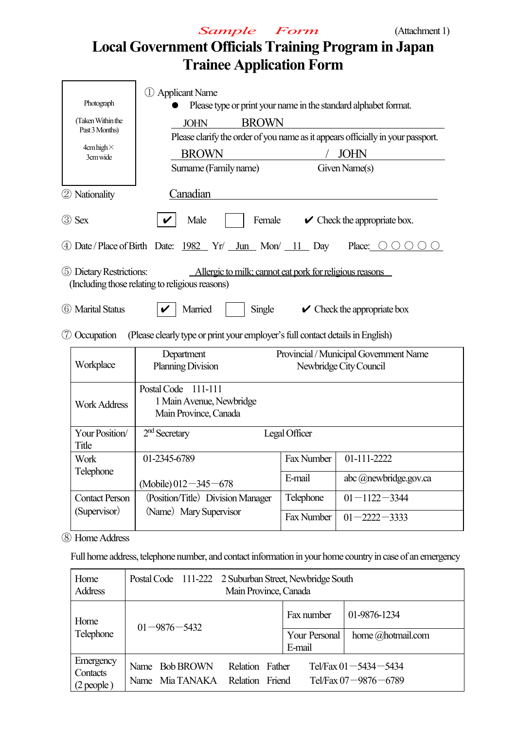*Sample Form* (Attachment 1)

# Local Government Officials Training Program in Japan
# Trainee Application Form

Photograph

(Taken Within the Past 3 Months)

4cm high × 3cm wide

① Applicant Name

- Please type or print your name in the standard alphabet format.

JOHN BROWN

Please clarify the order of you name as it appears officially in your passport.

BROWN / JOHN

Surname (Family name) Given Name(s)

② Nationality Canadian

③ Sex ☑ Male ☐ Female ✔ Check the appropriate box.

④ Date / Place of Birth Date: 1982 Yr/ Jun Mon/ 11 Day Place: ○○○○○

⑤ Dietary Restrictions: Allergic to milk; cannot eat pork for religious reasons
(Including those relating to religious reasons)

⑥ Marital Status ☑ Married ☐ Single ✔ Check the appropriate box

⑦ Occupation (Please clearly type or print your employer's full contact details in English)

| | | | |
|---|---|---|---|
| Workplace | Department<br>Planning Division | Provincial / Municipal Government Name<br>Newbridge City Council | |
| Work Address | Postal Code 111-111<br>1 Main Avenue, Newbridge<br>Main Province, Canada | | |
| Your Position/ Title | 2nd Secretary Legal Officer | | |
| Work Telephone | 01-2345-6789<br>(Mobile) 012−345−678 | Fax Number | 01-111-2222 |
| | | E-mail | abc @newbridge.gov.ca |
| Contact Person (Supervisor) | (Position/Title) Division Manager<br>(Name) Mary Supervisor | Telephone | 01−1122−3344 |
| | | Fax Number | 01−2222−3333 |

⑧ Home Address

Full home address, telephone number, and contact information in your home country in case of an emergency

| | | | |
|---|---|---|---|
| Home Address | Postal Code 111-222 2 Suburban Street, Newbridge South<br>Main Province, Canada | | |
| Home Telephone | 01−9876−5432 | Fax number | 01-9876-1234 |
| | | Your Personal E-mail | home @hotmail.com |
| Emergency Contacts (2 people) | Name Bob BROWN Relation Father Tel/Fax 01−5434−5434<br>Name Mia TANAKA Relation Friend Tel/Fax 07−9876−6789 | | |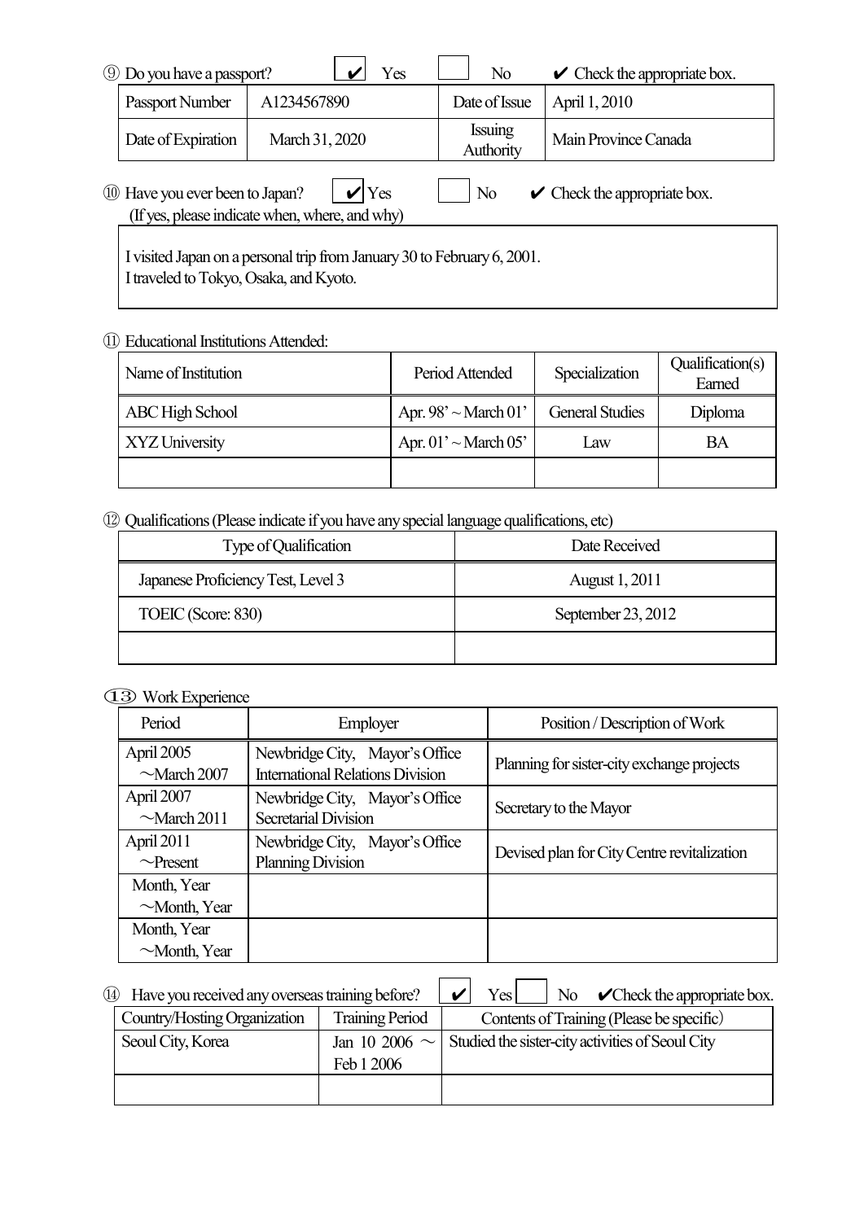⑨ Do you have a passport? ✔ Yes ☐ No ✔ Check the appropriate box.

| Passport Number | A1234567890 | Date of Issue | April 1, 2010 |
| --- | --- | --- | --- |
| Date of Expiration | March 31, 2020 | Issuing Authority | Main Province Canada |

⑩ Have you ever been to Japan? ✔ Yes ☐ No ✔ Check the appropriate box.
(If yes, please indicate when, where, and why)

I visited Japan on a personal trip from January 30 to February 6, 2001.
I traveled to Tokyo, Osaka, and Kyoto.

⑪ Educational Institutions Attended:

| Name of Institution | Period Attended | Specialization | Qualification(s) Earned |
| --- | --- | --- | --- |
| ABC High School | Apr. 98' ~ March 01' | General Studies | Diploma |
| XYZ University | Apr. 01' ~ March 05' | Law | BA |
| | | | |

⑫ Qualifications (Please indicate if you have any special language qualifications, etc)

| Type of Qualification | Date Received |
| --- | --- |
| Japanese Proficiency Test, Level 3 | August 1, 2011 |
| TOEIC (Score: 830) | September 23, 2012 |
| | |

⑬ Work Experience

| Period | Employer | Position / Description of Work |
| --- | --- | --- |
| April 2005 ～March 2007 | Newbridge City, Mayor's Office International Relations Division | Planning for sister-city exchange projects |
| April 2007 ～March 2011 | Newbridge City, Mayor's Office Secretarial Division | Secretary to the Mayor |
| April 2011 ～Present | Newbridge City, Mayor's Office Planning Division | Devised plan for City Centre revitalization |
| Month, Year ～Month, Year | | |
| Month, Year ～Month, Year | | |

⑭ Have you received any overseas training before? ✔ Yes ☐ No ✔Check the appropriate box.

| Country/Hosting Organization | Training Period | Contents of Training (Please be specific) |
| --- | --- | --- |
| Seoul City, Korea | Jan 10 2006 ～ Feb 1 2006 | Studied the sister-city activities of Seoul City |
| | | |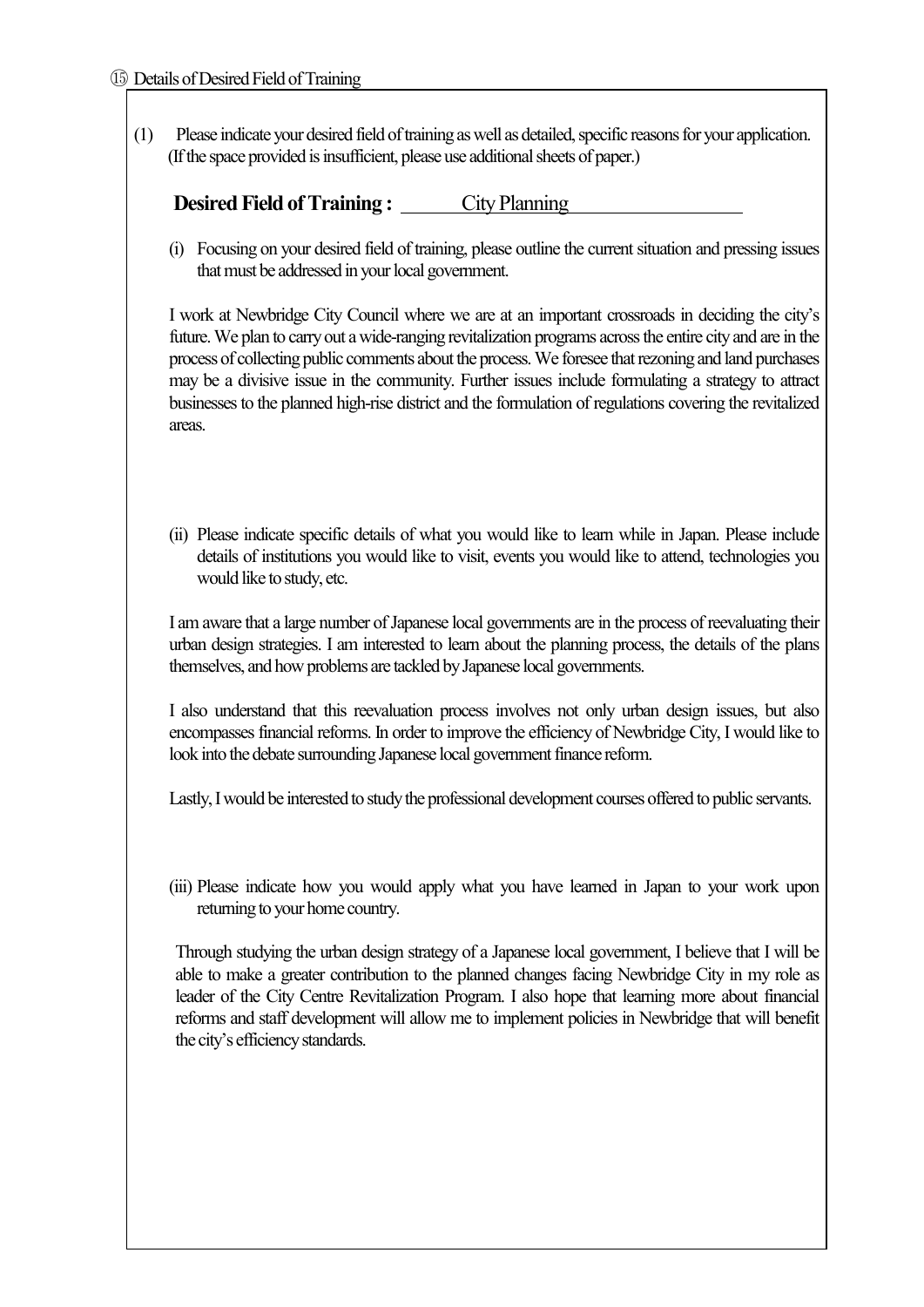⑮ Details of Desired Field of Training

(1) Please indicate your desired field of training as well as detailed, specific reasons for your application. (If the space provided is insufficient, please use additional sheets of paper.)

**Desired Field of Training :** City Planning

(i) Focusing on your desired field of training, please outline the current situation and pressing issues that must be addressed in your local government.

I work at Newbridge City Council where we are at an important crossroads in deciding the city's future. We plan to carry out a wide-ranging revitalization programs across the entire city and are in the process of collecting public comments about the process. We foresee that rezoning and land purchases may be a divisive issue in the community. Further issues include formulating a strategy to attract businesses to the planned high-rise district and the formulation of regulations covering the revitalized areas.

(ii) Please indicate specific details of what you would like to learn while in Japan. Please include details of institutions you would like to visit, events you would like to attend, technologies you would like to study, etc.

I am aware that a large number of Japanese local governments are in the process of reevaluating their urban design strategies. I am interested to learn about the planning process, the details of the plans themselves, and how problems are tackled by Japanese local governments.

I also understand that this reevaluation process involves not only urban design issues, but also encompasses financial reforms. In order to improve the efficiency of Newbridge City, I would like to look into the debate surrounding Japanese local government finance reform.

Lastly, I would be interested to study the professional development courses offered to public servants.

(iii) Please indicate how you would apply what you have learned in Japan to your work upon returning to your home country.

Through studying the urban design strategy of a Japanese local government, I believe that I will be able to make a greater contribution to the planned changes facing Newbridge City in my role as leader of the City Centre Revitalization Program. I also hope that learning more about financial reforms and staff development will allow me to implement policies in Newbridge that will benefit the city's efficiency standards.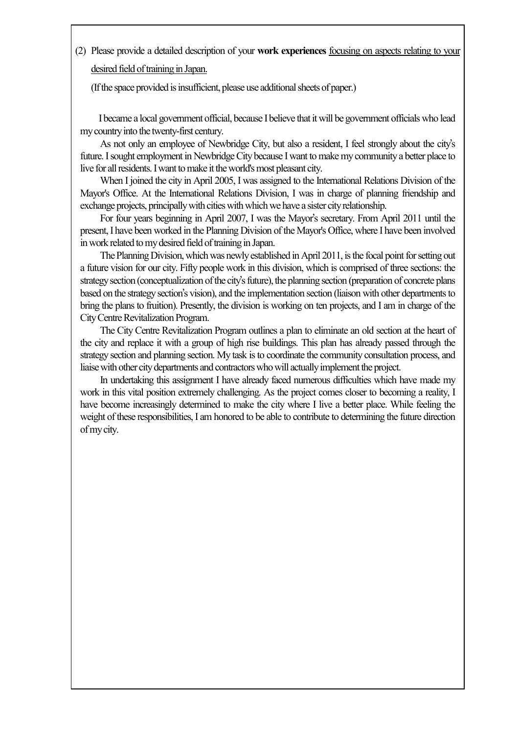(2) Please provide a detailed description of your **work experiences** <u>focusing on aspects relating to your desired field of training in Japan.</u>

(If the space provided is insufficient, please use additional sheets of paper.)

I became a local government official, because I believe that it will be government officials who lead my country into the twenty-first century.

As not only an employee of Newbridge City, but also a resident, I feel strongly about the city's future. I sought employment in Newbridge City because I want to make my community a better place to live for all residents. I want to make it the world's most pleasant city.

When I joined the city in April 2005, I was assigned to the International Relations Division of the Mayor's Office. At the International Relations Division, I was in charge of planning friendship and exchange projects, principally with cities with which we have a sister city relationship.

For four years beginning in April 2007, I was the Mayor's secretary. From April 2011 until the present, I have been worked in the Planning Division of the Mayor's Office, where I have been involved in work related to my desired field of training in Japan.

The Planning Division, which was newly established in April 2011, is the focal point for setting out a future vision for our city. Fifty people work in this division, which is comprised of three sections: the strategy section (conceptualization of the city's future), the planning section (preparation of concrete plans based on the strategy section's vision), and the implementation section (liaison with other departments to bring the plans to fruition). Presently, the division is working on ten projects, and I am in charge of the City Centre Revitalization Program.

The City Centre Revitalization Program outlines a plan to eliminate an old section at the heart of the city and replace it with a group of high rise buildings. This plan has already passed through the strategy section and planning section. My task is to coordinate the community consultation process, and liaise with other city departments and contractors who will actually implement the project.

In undertaking this assignment I have already faced numerous difficulties which have made my work in this vital position extremely challenging. As the project comes closer to becoming a reality, I have become increasingly determined to make the city where I live a better place. While feeling the weight of these responsibilities, I am honored to be able to contribute to determining the future direction of my city.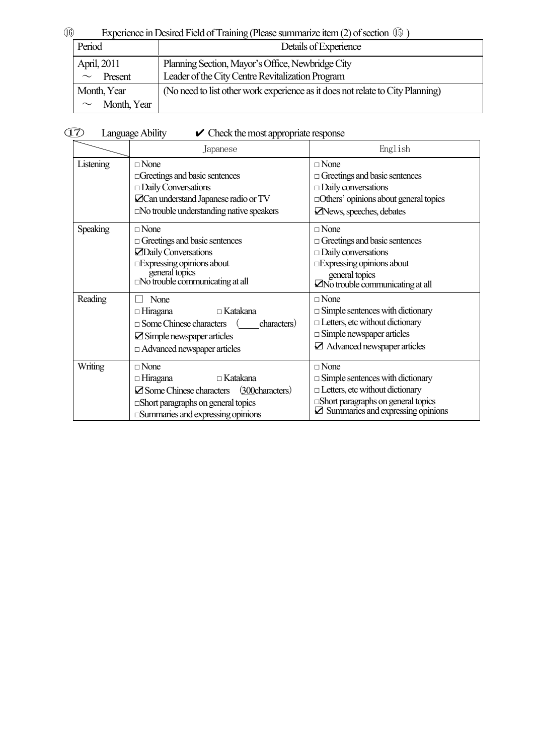⑯ Experience in Desired Field of Training (Please summarize item (2) of section ⑮ )

| Period | Details of Experience |
|---|---|
| April, 2011 ～ Present | Planning Section, Mayor's Office, Newbridge City<br>Leader of the City Centre Revitalization Program |
| Month, Year ～ Month, Year | (No need to list other work experience as it does not relate to City Planning) |

⑰ Language Ability ✔ Check the most appropriate response

| | Japanese | English |
|---|---|---|
| Listening | □ None<br>□Greetings and basic sentences<br>□ Daily Conversations<br>☑Can understand Japanese radio or TV<br>□No trouble understanding native speakers | □ None<br>□ Greetings and basic sentences<br>□ Daily conversations<br>□Others' opinions about general topics<br>☑News, speeches, debates |
| Speaking | □ None<br>□ Greetings and basic sentences<br>☑Daily Conversations<br>□Expressing opinions about general topics<br>□No trouble communicating at all | □ None<br>□ Greetings and basic sentences<br>□ Daily conversations<br>□Expressing opinions about general topics<br>☑No trouble communicating at all |
| Reading | □ None<br>□ Hiragana □ Katakana<br>□ Some Chinese characters ( characters)<br>☑ Simple newspaper articles<br>□ Advanced newspaper articles | □ None<br>□ Simple sentences with dictionary<br>□ Letters, etc without dictionary<br>□ Simple newspaper articles<br>☑ Advanced newspaper articles |
| Writing | □ None<br>□ Hiragana □ Katakana<br>☑ Some Chinese characters (300characters)<br>□Short paragraphs on general topics<br>□Summaries and expressing opinions | □ None<br>□ Simple sentences with dictionary<br>□ Letters, etc without dictionary<br>□Short paragraphs on general topics<br>☑ Summaries and expressing opinions |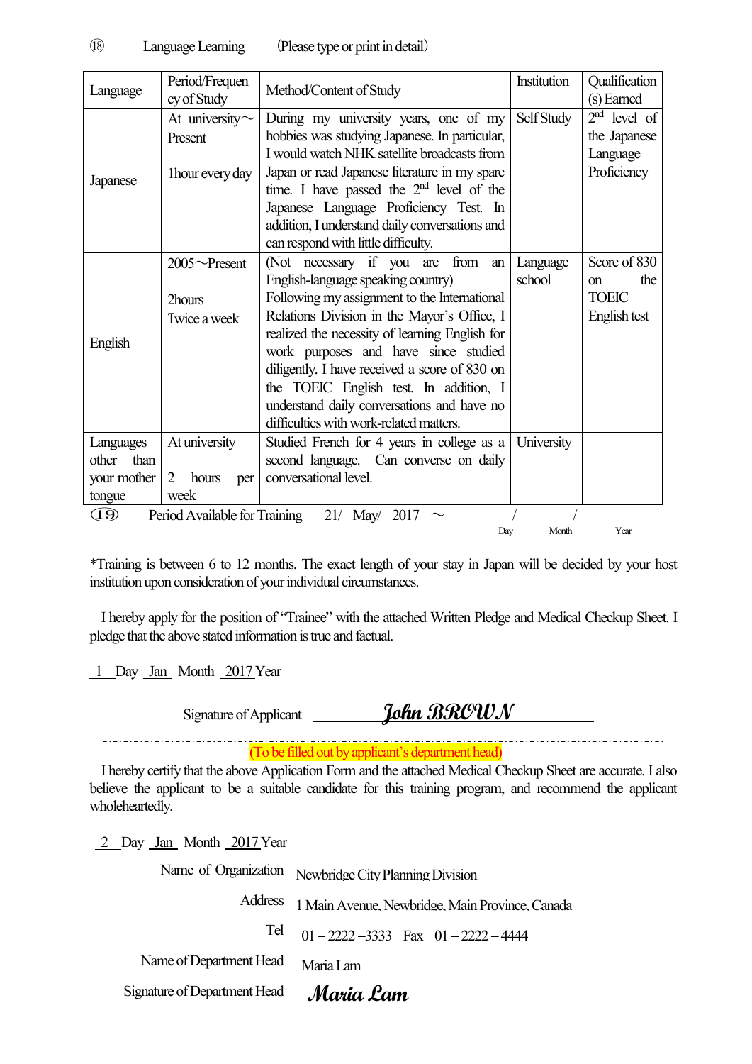⑱ Language Learning (Please type or print in detail)

| Language | Period/Frequency of Study | Method/Content of Study | Institution | Qualification(s) Earned |
|---|---|---|---|---|
| Japanese | At university～Present<br><br>1hour every day | During my university years, one of my hobbies was studying Japanese. In particular, I would watch NHK satellite broadcasts from Japan or read Japanese literature in my spare time. I have passed the 2nd level of the Japanese Language Proficiency Test. In addition, I understand daily conversations and can respond with little difficulty. | Self Study | 2nd level of the Japanese Language Proficiency |
| English | 2005～Present<br><br>2hours<br>Twice a week | (Not necessary if you are from an English-language speaking country)<br>Following my assignment to the International Relations Division in the Mayor's Office, I realized the necessity of learning English for work purposes and have since studied diligently. I have received a score of 830 on the TOEIC English test. In addition, I understand daily conversations and have no difficulties with work-related matters. | Language school | Score of 830 on the TOEIC English test |
| Languages other than your mother tongue | At university<br><br>2 hours per week | Studied French for 4 years in college as a second language. Can converse on daily conversational level. | University | |

⑲ Period Available for Training 21/ May/ 2017 ～ ____/____/____
Day Month Year

*Training is between 6 to 12 months. The exact length of your stay in Japan will be decided by your host institution upon consideration of your individual circumstances.

I hereby apply for the position of "Trainee" with the attached Written Pledge and Medical Checkup Sheet. I pledge that the above stated information is true and factual.

1 Day Jan Month 2017 Year

Signature of Applicant *John BROWN*

(To be filled out by applicant's department head)

I hereby certify that the above Application Form and the attached Medical Checkup Sheet are accurate. I also believe the applicant to be a suitable candidate for this training program, and recommend the applicant wholeheartedly.

2 Day Jan Month 2017 Year

Name of Organization: Newbridge City Planning Division

Address: 1 Main Avenue, Newbridge, Main Province, Canada

Tel: 01－2222－3333 Fax: 01－2222－4444

Name of Department Head: Maria Lam

Signature of Department Head: *Maria Lam*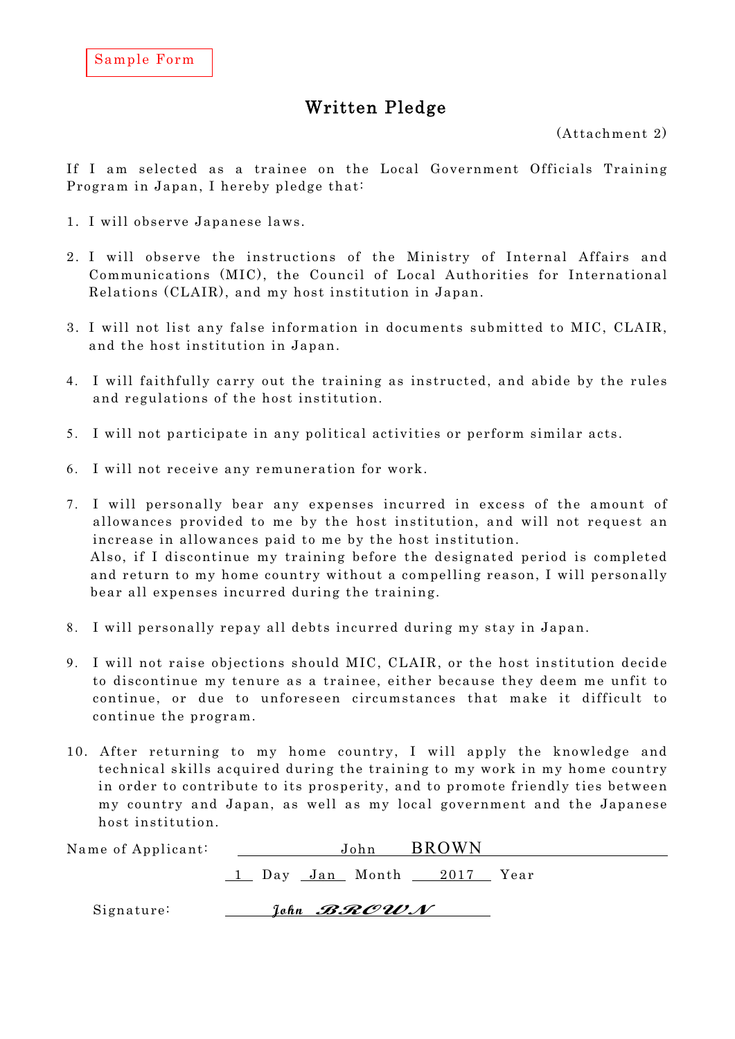Sample Form

# Written Pledge

(Attachment 2)

If I am selected as a trainee on the Local Government Officials Training Program in Japan, I hereby pledge that:

1. I will observe Japanese laws.

2. I will observe the instructions of the Ministry of Internal Affairs and Communications (MIC), the Council of Local Authorities for International Relations (CLAIR), and my host institution in Japan.

3. I will not list any false information in documents submitted to MIC, CLAIR, and the host institution in Japan.

4. I will faithfully carry out the training as instructed, and abide by the rules and regulations of the host institution.

5. I will not participate in any political activities or perform similar acts.

6. I will not receive any remuneration for work.

7. I will personally bear any expenses incurred in excess of the amount of allowances provided to me by the host institution, and will not request an increase in allowances paid to me by the host institution.
   Also, if I discontinue my training before the designated period is completed and return to my home country without a compelling reason, I will personally bear all expenses incurred during the training.

8. I will personally repay all debts incurred during my stay in Japan.

9. I will not raise objections should MIC, CLAIR, or the host institution decide to discontinue my tenure as a trainee, either because they deem me unfit to continue, or due to unforeseen circumstances that make it difficult to continue the program.

10. After returning to my home country, I will apply the knowledge and technical skills acquired during the training to my work in my home country in order to contribute to its prosperity, and to promote friendly ties between my country and Japan, as well as my local government and the Japanese host institution.

Name of Applicant: John BROWN

1 Day Jan Month 2017 Year

Signature: *John BROWN*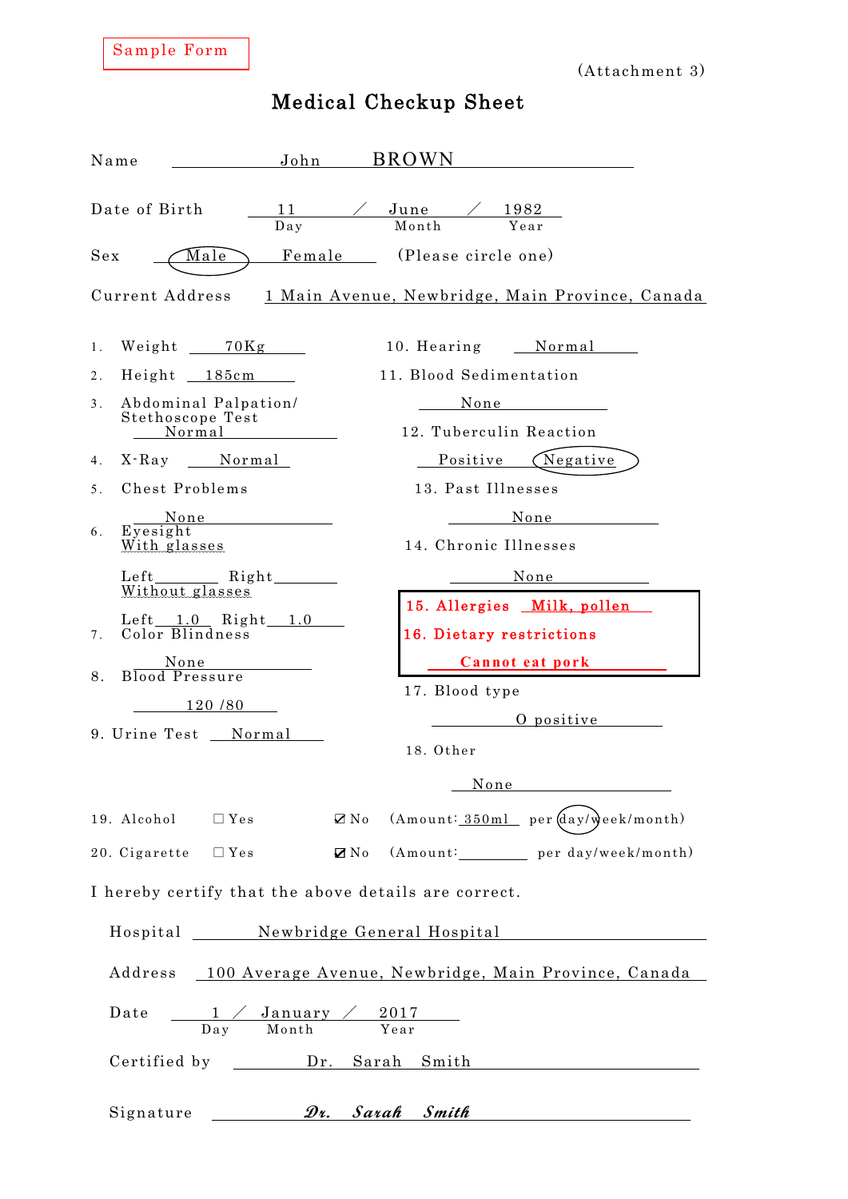Sample Form

(Attachment 3)

# Medical Checkup Sheet

Name: John BROWN

Date of Birth: 11 / June / 1982
(Day / Month / Year)

Sex: (Male) Female (Please circle one)

Current Address: 1 Main Avenue, Newbridge, Main Province, Canada

1. Weight: 70Kg
2. Height: 185cm
3. Abdominal Palpation/ Stethoscope Test: Normal
4. X-Ray: Normal
5. Chest Problems: None
6. Eyesight
   With glasses: Left ______ Right ______
   Without glasses: Left 1.0 Right 1.0
7. Color Blindness: None
8. Blood Pressure: 120 /80
9. Urine Test: Normal
10. Hearing: Normal
11. Blood Sedimentation: None
12. Tuberculin Reaction: Positive (Negative)
13. Past Illnesses: None
14. Chronic Illnesses: None
15. **Allergies: Milk, pollen**
16. **Dietary restrictions: Cannot eat pork**
17. Blood type: O positive
18. Other: None

19. Alcohol ☐ Yes ☑ No (Amount: 350ml per (day)/week/month)

20. Cigarette ☐ Yes ☑ No (Amount: ______ per day/week/month)

I hereby certify that the above details are correct.

Hospital: Newbridge General Hospital

Address: 100 Average Avenue, Newbridge, Main Province, Canada

Date: 1 / January / 2017
(Day / Month / Year)

Certified by: Dr. Sarah Smith

Signature: *Dr. Sarah Smith*